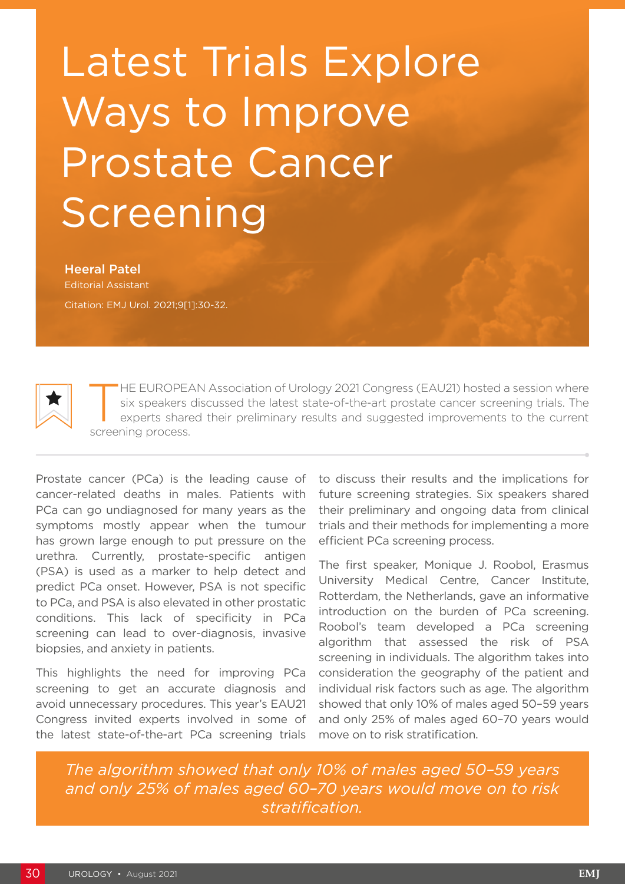# Latest Trials Explore Ways to Improve Prostate Cancer Screening

**Heeral Patel**
Editorial Assistant

Citation: EMJ Urol. 2021;9[1]:30-32.

THE EUROPEAN Association of Urology 2021 Congress (EAU21) hosted a session where six speakers discussed the latest state-of-the-art prostate cancer screening trials. The experts shared their preliminary results and suggested improvements to the current screening process.

Prostate cancer (PCa) is the leading cause of cancer-related deaths in males. Patients with PCa can go undiagnosed for many years as the symptoms mostly appear when the tumour has grown large enough to put pressure on the urethra. Currently, prostate-specific antigen (PSA) is used as a marker to help detect and predict PCa onset. However, PSA is not specific to PCa, and PSA is also elevated in other prostatic conditions. This lack of specificity in PCa screening can lead to over-diagnosis, invasive biopsies, and anxiety in patients.

This highlights the need for improving PCa screening to get an accurate diagnosis and avoid unnecessary procedures. This year's EAU21 Congress invited experts involved in some of the latest state-of-the-art PCa screening trials to discuss their results and the implications for future screening strategies. Six speakers shared their preliminary and ongoing data from clinical trials and their methods for implementing a more efficient PCa screening process.

The first speaker, Monique J. Roobol, Erasmus University Medical Centre, Cancer Institute, Rotterdam, the Netherlands, gave an informative introduction on the burden of PCa screening. Roobol's team developed a PCa screening algorithm that assessed the risk of PSA screening in individuals. The algorithm takes into consideration the geography of the patient and individual risk factors such as age. The algorithm showed that only 10% of males aged 50–59 years and only 25% of males aged 60–70 years would move on to risk stratification.

*The algorithm showed that only 10% of males aged 50–59 years and only 25% of males aged 60–70 years would move on to risk stratification.*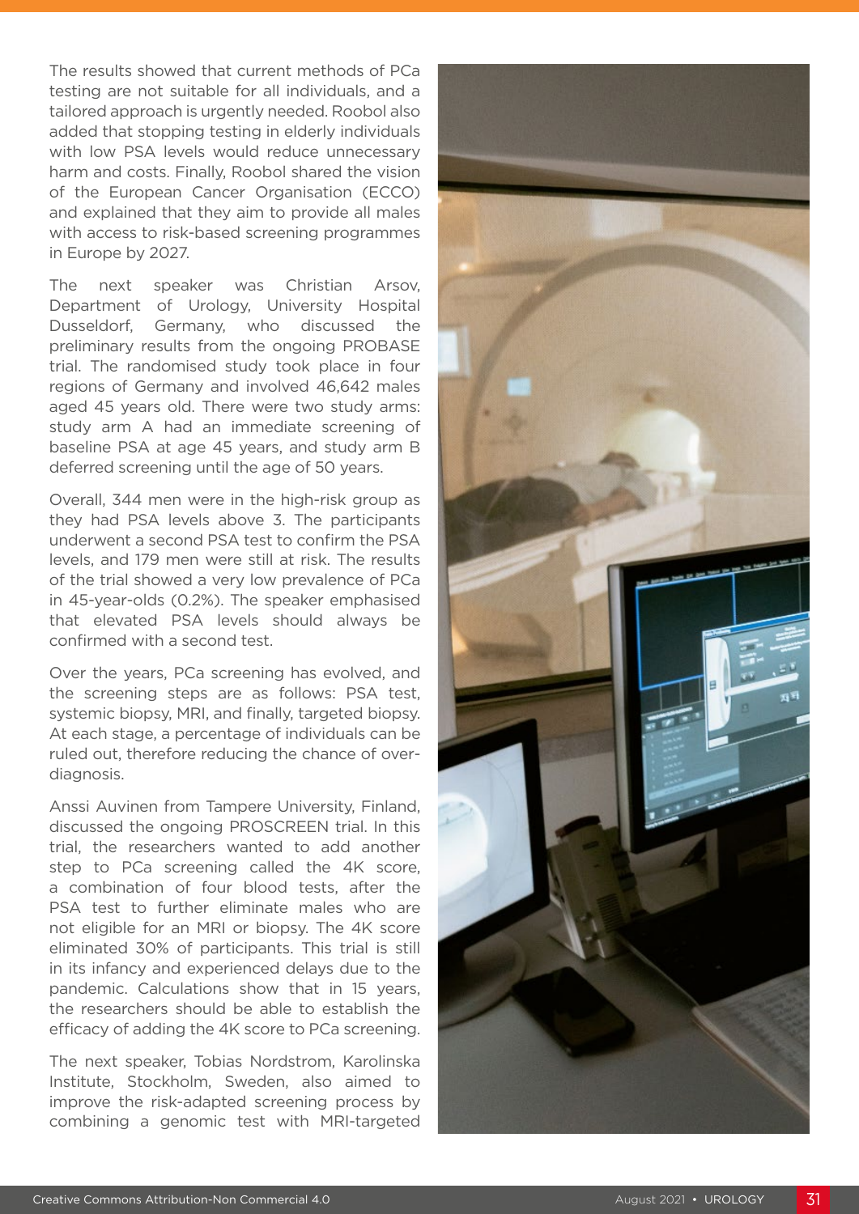The results showed that current methods of PCa testing are not suitable for all individuals, and a tailored approach is urgently needed. Roobol also added that stopping testing in elderly individuals with low PSA levels would reduce unnecessary harm and costs. Finally, Roobol shared the vision of the European Cancer Organisation (ECCO) and explained that they aim to provide all males with access to risk-based screening programmes in Europe by 2027.

The next speaker was Christian Arsov, Department of Urology, University Hospital Dusseldorf, Germany, who discussed the preliminary results from the ongoing PROBASE trial. The randomised study took place in four regions of Germany and involved 46,642 males aged 45 years old. There were two study arms: study arm A had an immediate screening of baseline PSA at age 45 years, and study arm B deferred screening until the age of 50 years.

Overall, 344 men were in the high-risk group as they had PSA levels above 3. The participants underwent a second PSA test to confirm the PSA levels, and 179 men were still at risk. The results of the trial showed a very low prevalence of PCa in 45-year-olds (0.2%). The speaker emphasised that elevated PSA levels should always be confirmed with a second test.

Over the years, PCa screening has evolved, and the screening steps are as follows: PSA test, systemic biopsy, MRI, and finally, targeted biopsy. At each stage, a percentage of individuals can be ruled out, therefore reducing the chance of over-diagnosis.

Anssi Auvinen from Tampere University, Finland, discussed the ongoing PROSCREEN trial. In this trial, the researchers wanted to add another step to PCa screening called the 4K score, a combination of four blood tests, after the PSA test to further eliminate males who are not eligible for an MRI or biopsy. The 4K score eliminated 30% of participants. This trial is still in its infancy and experienced delays due to the pandemic. Calculations show that in 15 years, the researchers should be able to establish the efficacy of adding the 4K score to PCa screening.

The next speaker, Tobias Nordstrom, Karolinska Institute, Stockholm, Sweden, also aimed to improve the risk-adapted screening process by combining a genomic test with MRI-targeted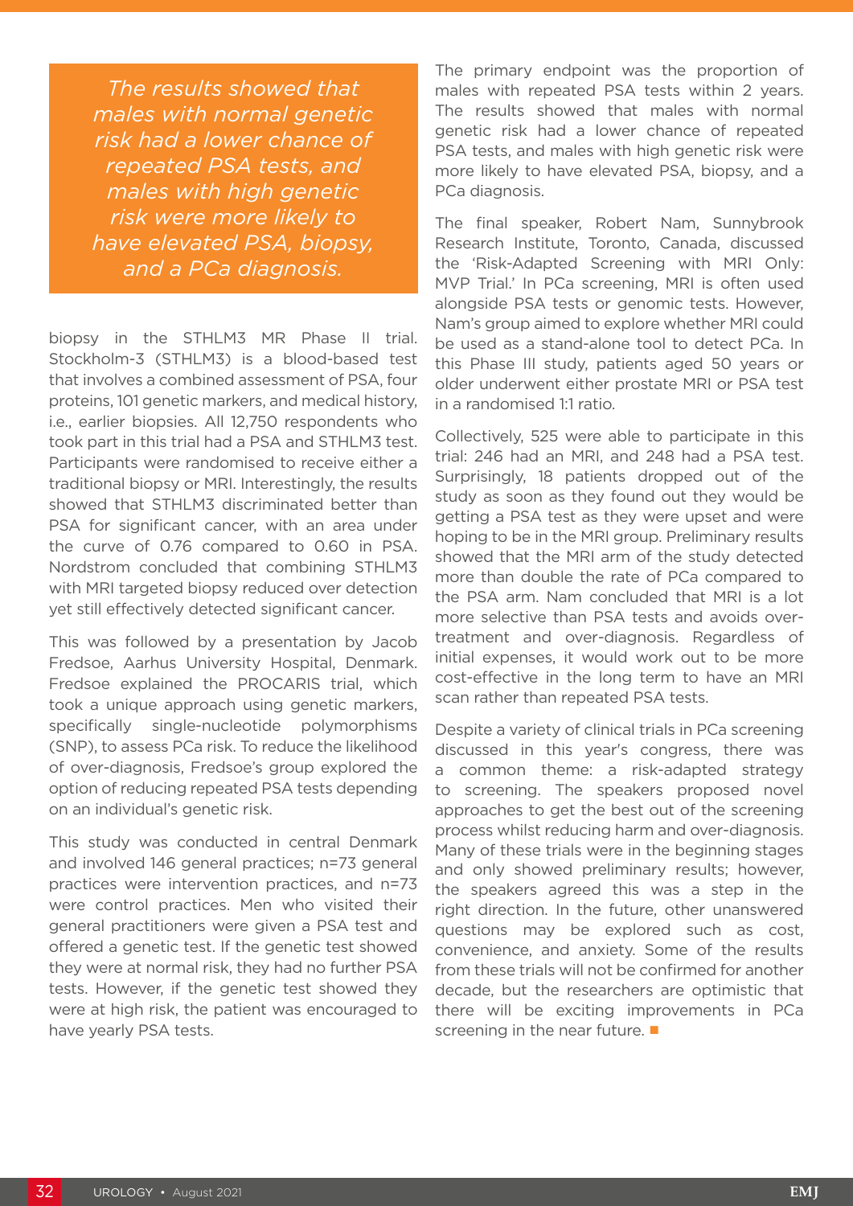> *The results showed that males with normal genetic risk had a lower chance of repeated PSA tests, and males with high genetic risk were more likely to have elevated PSA, biopsy, and a PCa diagnosis.*

biopsy in the STHLM3 MR Phase II trial. Stockholm-3 (STHLM3) is a blood-based test that involves a combined assessment of PSA, four proteins, 101 genetic markers, and medical history, i.e., earlier biopsies. All 12,750 respondents who took part in this trial had a PSA and STHLM3 test. Participants were randomised to receive either a traditional biopsy or MRI. Interestingly, the results showed that STHLM3 discriminated better than PSA for significant cancer, with an area under the curve of 0.76 compared to 0.60 in PSA. Nordstrom concluded that combining STHLM3 with MRI targeted biopsy reduced over detection yet still effectively detected significant cancer.

This was followed by a presentation by Jacob Fredsoe, Aarhus University Hospital, Denmark. Fredsoe explained the PROCARIS trial, which took a unique approach using genetic markers, specifically single-nucleotide polymorphisms (SNP), to assess PCa risk. To reduce the likelihood of over-diagnosis, Fredsoe's group explored the option of reducing repeated PSA tests depending on an individual's genetic risk.

This study was conducted in central Denmark and involved 146 general practices; n=73 general practices were intervention practices, and n=73 were control practices. Men who visited their general practitioners were given a PSA test and offered a genetic test. If the genetic test showed they were at normal risk, they had no further PSA tests. However, if the genetic test showed they were at high risk, the patient was encouraged to have yearly PSA tests.

The primary endpoint was the proportion of males with repeated PSA tests within 2 years. The results showed that males with normal genetic risk had a lower chance of repeated PSA tests, and males with high genetic risk were more likely to have elevated PSA, biopsy, and a PCa diagnosis.

The final speaker, Robert Nam, Sunnybrook Research Institute, Toronto, Canada, discussed the 'Risk-Adapted Screening with MRI Only: MVP Trial.' In PCa screening, MRI is often used alongside PSA tests or genomic tests. However, Nam's group aimed to explore whether MRI could be used as a stand-alone tool to detect PCa. In this Phase III study, patients aged 50 years or older underwent either prostate MRI or PSA test in a randomised 1:1 ratio.

Collectively, 525 were able to participate in this trial: 246 had an MRI, and 248 had a PSA test. Surprisingly, 18 patients dropped out of the study as soon as they found out they would be getting a PSA test as they were upset and were hoping to be in the MRI group. Preliminary results showed that the MRI arm of the study detected more than double the rate of PCa compared to the PSA arm. Nam concluded that MRI is a lot more selective than PSA tests and avoids over-treatment and over-diagnosis. Regardless of initial expenses, it would work out to be more cost-effective in the long term to have an MRI scan rather than repeated PSA tests.

Despite a variety of clinical trials in PCa screening discussed in this year's congress, there was a common theme: a risk-adapted strategy to screening. The speakers proposed novel approaches to get the best out of the screening process whilst reducing harm and over-diagnosis. Many of these trials were in the beginning stages and only showed preliminary results; however, the speakers agreed this was a step in the right direction. In the future, other unanswered questions may be explored such as cost, convenience, and anxiety. Some of the results from these trials will not be confirmed for another decade, but the researchers are optimistic that there will be exciting improvements in PCa screening in the near future. ■